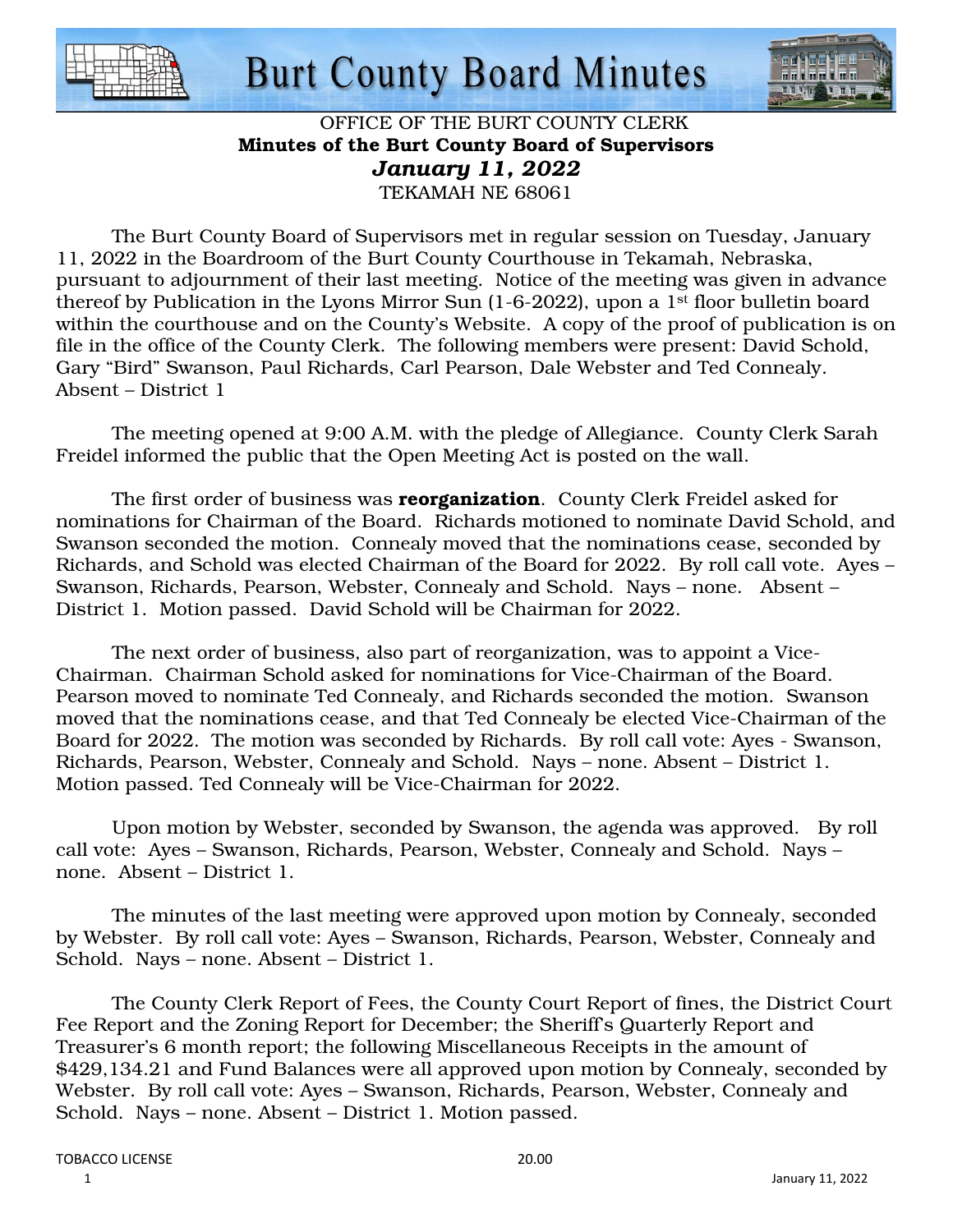# Burt County Board Minutes

OFFICE OF THE BURT COUNTY CLERK
**Minutes of the Burt County Board of Supervisors**
***January 11, 2022***
TEKAMAH NE 68061

The Burt County Board of Supervisors met in regular session on Tuesday, January 11, 2022 in the Boardroom of the Burt County Courthouse in Tekamah, Nebraska, pursuant to adjournment of their last meeting. Notice of the meeting was given in advance thereof by Publication in the Lyons Mirror Sun (1-6-2022), upon a 1st floor bulletin board within the courthouse and on the County's Website. A copy of the proof of publication is on file in the office of the County Clerk. The following members were present: David Schold, Gary "Bird" Swanson, Paul Richards, Carl Pearson, Dale Webster and Ted Connealy. Absent – District 1

The meeting opened at 9:00 A.M. with the pledge of Allegiance. County Clerk Sarah Freidel informed the public that the Open Meeting Act is posted on the wall.

The first order of business was **reorganization**. County Clerk Freidel asked for nominations for Chairman of the Board. Richards motioned to nominate David Schold, and Swanson seconded the motion. Connealy moved that the nominations cease, seconded by Richards, and Schold was elected Chairman of the Board for 2022. By roll call vote. Ayes – Swanson, Richards, Pearson, Webster, Connealy and Schold. Nays – none. Absent – District 1. Motion passed. David Schold will be Chairman for 2022.

The next order of business, also part of reorganization, was to appoint a Vice-Chairman. Chairman Schold asked for nominations for Vice-Chairman of the Board. Pearson moved to nominate Ted Connealy, and Richards seconded the motion. Swanson moved that the nominations cease, and that Ted Connealy be elected Vice-Chairman of the Board for 2022. The motion was seconded by Richards. By roll call vote: Ayes - Swanson, Richards, Pearson, Webster, Connealy and Schold. Nays – none. Absent – District 1. Motion passed. Ted Connealy will be Vice-Chairman for 2022.

Upon motion by Webster, seconded by Swanson, the agenda was approved. By roll call vote: Ayes – Swanson, Richards, Pearson, Webster, Connealy and Schold. Nays – none. Absent – District 1.

The minutes of the last meeting were approved upon motion by Connealy, seconded by Webster. By roll call vote: Ayes – Swanson, Richards, Pearson, Webster, Connealy and Schold. Nays – none. Absent – District 1.

The County Clerk Report of Fees, the County Court Report of fines, the District Court Fee Report and the Zoning Report for December; the Sheriff's Quarterly Report and Treasurer's 6 month report; the following Miscellaneous Receipts in the amount of $429,134.21 and Fund Balances were all approved upon motion by Connealy, seconded by Webster. By roll call vote: Ayes – Swanson, Richards, Pearson, Webster, Connealy and Schold. Nays – none. Absent – District 1. Motion passed.

| | |
|---|---|
| TOBACCO LICENSE | 20.00 |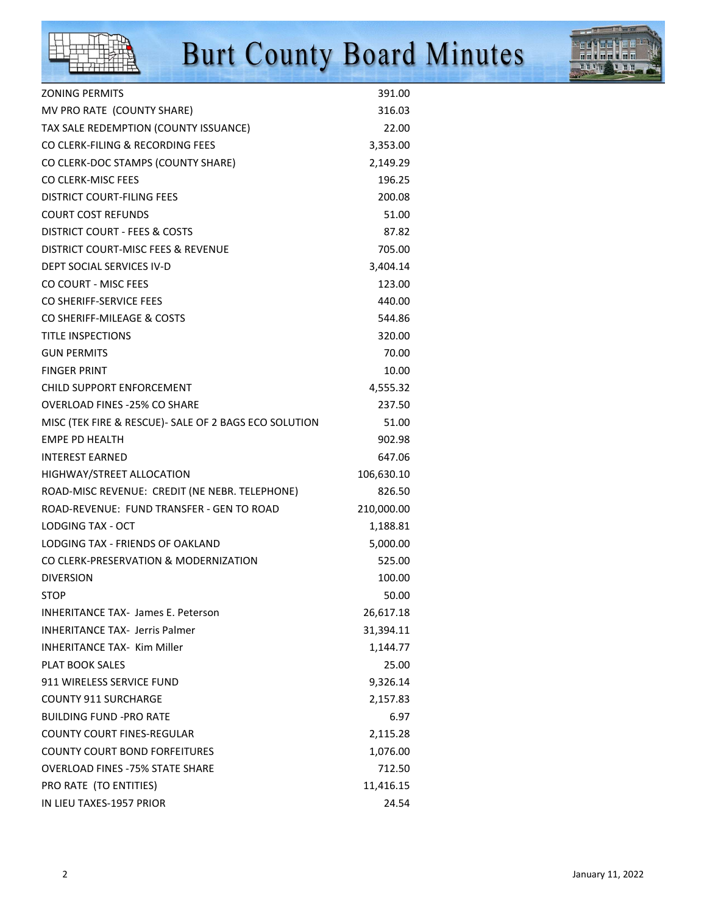| | |
|---|---|
| ZONING PERMITS | 391.00 |
| MV PRO RATE (COUNTY SHARE) | 316.03 |
| TAX SALE REDEMPTION (COUNTY ISSUANCE) | 22.00 |
| CO CLERK-FILING & RECORDING FEES | 3,353.00 |
| CO CLERK-DOC STAMPS (COUNTY SHARE) | 2,149.29 |
| CO CLERK-MISC FEES | 196.25 |
| DISTRICT COURT-FILING FEES | 200.08 |
| COURT COST REFUNDS | 51.00 |
| DISTRICT COURT - FEES & COSTS | 87.82 |
| DISTRICT COURT-MISC FEES & REVENUE | 705.00 |
| DEPT SOCIAL SERVICES IV-D | 3,404.14 |
| CO COURT - MISC FEES | 123.00 |
| CO SHERIFF-SERVICE FEES | 440.00 |
| CO SHERIFF-MILEAGE & COSTS | 544.86 |
| TITLE INSPECTIONS | 320.00 |
| GUN PERMITS | 70.00 |
| FINGER PRINT | 10.00 |
| CHILD SUPPORT ENFORCEMENT | 4,555.32 |
| OVERLOAD FINES -25% CO SHARE | 237.50 |
| MISC (TEK FIRE & RESCUE)- SALE OF 2 BAGS ECO SOLUTION | 51.00 |
| EMPE PD HEALTH | 902.98 |
| INTEREST EARNED | 647.06 |
| HIGHWAY/STREET ALLOCATION | 106,630.10 |
| ROAD-MISC REVENUE: CREDIT (NE NEBR. TELEPHONE) | 826.50 |
| ROAD-REVENUE: FUND TRANSFER - GEN TO ROAD | 210,000.00 |
| LODGING TAX - OCT | 1,188.81 |
| LODGING TAX - FRIENDS OF OAKLAND | 5,000.00 |
| CO CLERK-PRESERVATION & MODERNIZATION | 525.00 |
| DIVERSION | 100.00 |
| STOP | 50.00 |
| INHERITANCE TAX- James E. Peterson | 26,617.18 |
| INHERITANCE TAX- Jerris Palmer | 31,394.11 |
| INHERITANCE TAX- Kim Miller | 1,144.77 |
| PLAT BOOK SALES | 25.00 |
| 911 WIRELESS SERVICE FUND | 9,326.14 |
| COUNTY 911 SURCHARGE | 2,157.83 |
| BUILDING FUND -PRO RATE | 6.97 |
| COUNTY COURT FINES-REGULAR | 2,115.28 |
| COUNTY COURT BOND FORFEITURES | 1,076.00 |
| OVERLOAD FINES -75% STATE SHARE | 712.50 |
| PRO RATE (TO ENTITIES) | 11,416.15 |
| IN LIEU TAXES-1957 PRIOR | 24.54 |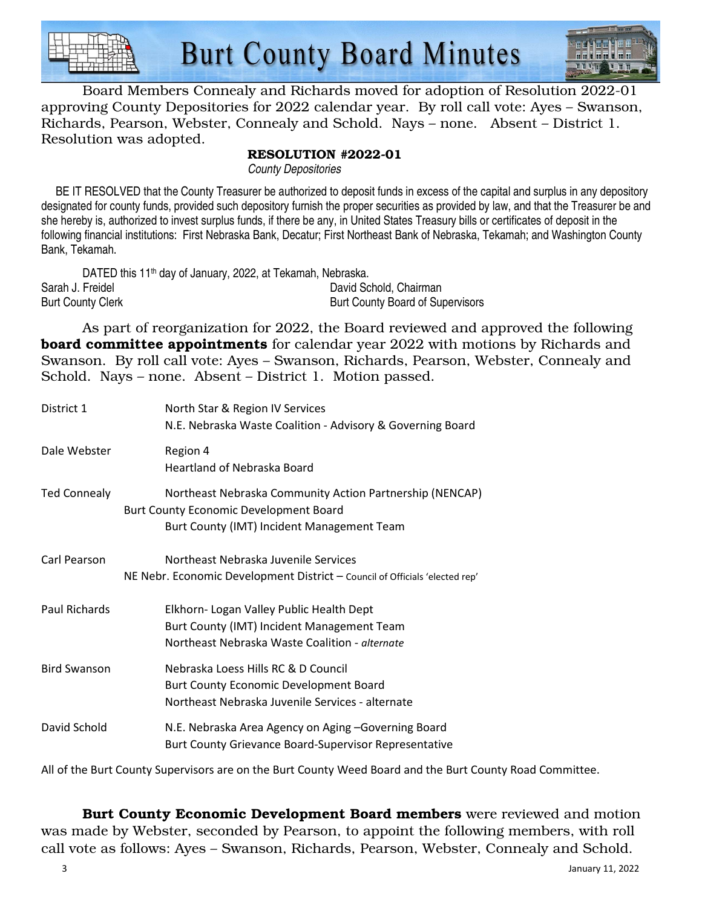Board Members Connealy and Richards moved for adoption of Resolution 2022-01 approving County Depositories for 2022 calendar year. By roll call vote: Ayes – Swanson, Richards, Pearson, Webster, Connealy and Schold. Nays – none. Absent – District 1. Resolution was adopted.

**RESOLUTION #2022-01**

*County Depositories*

BE IT RESOLVED that the County Treasurer be authorized to deposit funds in excess of the capital and surplus in any depository designated for county funds, provided such depository furnish the proper securities as provided by law, and that the Treasurer be and she hereby is, authorized to invest surplus funds, if there be any, in United States Treasury bills or certificates of deposit in the following financial institutions: First Nebraska Bank, Decatur; First Northeast Bank of Nebraska, Tekamah; and Washington County Bank, Tekamah.

DATED this 11th day of January, 2022, at Tekamah, Nebraska.

Sarah J. Freidel
Burt County Clerk

David Schold, Chairman
Burt County Board of Supervisors

As part of reorganization for 2022, the Board reviewed and approved the following **board committee appointments** for calendar year 2022 with motions by Richards and Swanson. By roll call vote: Ayes – Swanson, Richards, Pearson, Webster, Connealy and Schold. Nays – none. Absent – District 1. Motion passed.

| | |
|---|---|
| District 1 | North Star & Region IV Services<br>N.E. Nebraska Waste Coalition - Advisory & Governing Board |
| Dale Webster | Region 4<br>Heartland of Nebraska Board |
| Ted Connealy | Northeast Nebraska Community Action Partnership (NENCAP)<br>Burt County Economic Development Board<br>Burt County (IMT) Incident Management Team |
| Carl Pearson | Northeast Nebraska Juvenile Services<br>NE Nebr. Economic Development District – Council of Officials 'elected rep' |
| Paul Richards | Elkhorn- Logan Valley Public Health Dept<br>Burt County (IMT) Incident Management Team<br>Northeast Nebraska Waste Coalition - *alternate* |
| Bird Swanson | Nebraska Loess Hills RC & D Council<br>Burt County Economic Development Board<br>Northeast Nebraska Juvenile Services - alternate |
| David Schold | N.E. Nebraska Area Agency on Aging –Governing Board<br>Burt County Grievance Board-Supervisor Representative |

All of the Burt County Supervisors are on the Burt County Weed Board and the Burt County Road Committee.

**Burt County Economic Development Board members** were reviewed and motion was made by Webster, seconded by Pearson, to appoint the following members, with roll call vote as follows: Ayes – Swanson, Richards, Pearson, Webster, Connealy and Schold.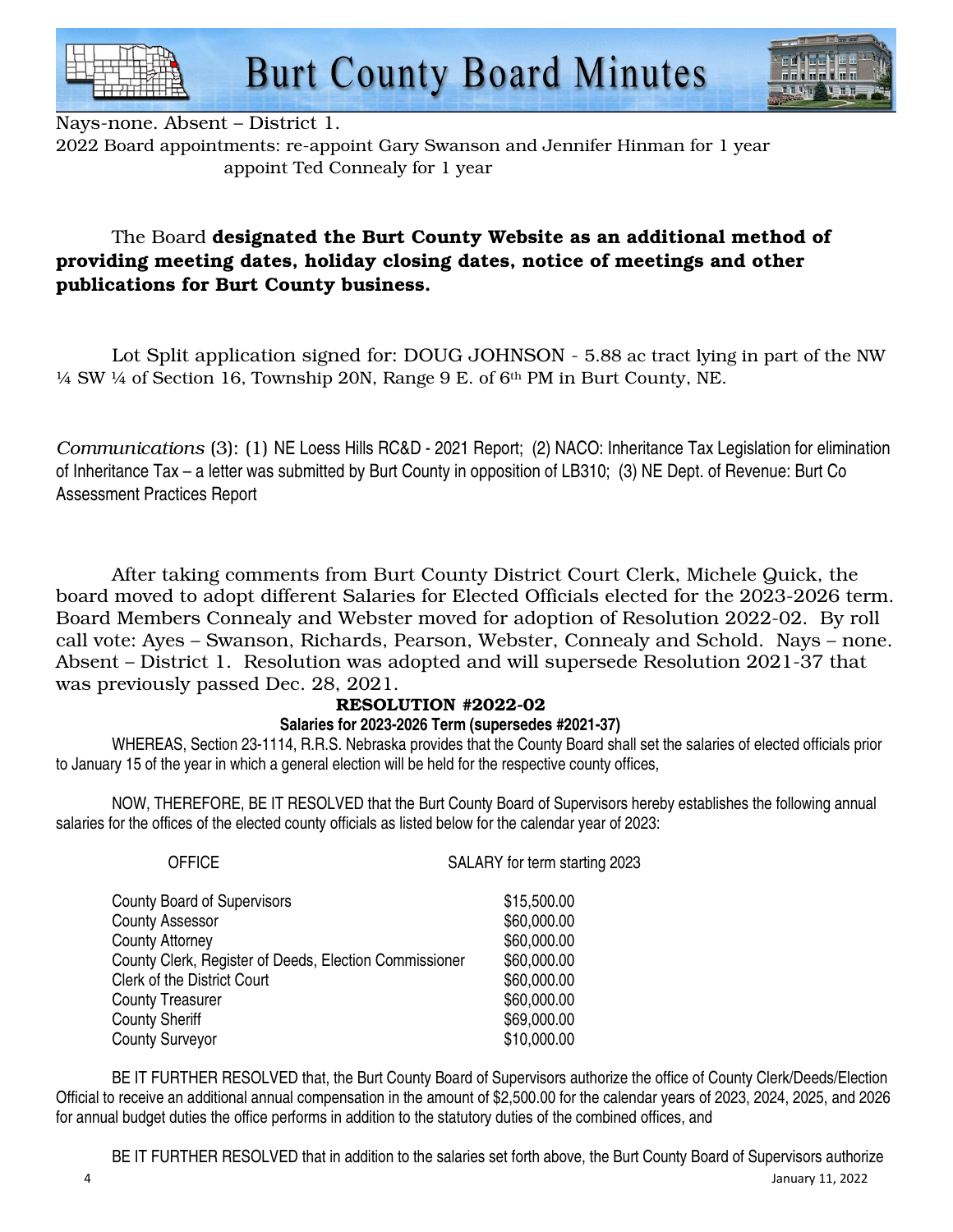Nays-none. Absent – District 1.

2022 Board appointments: re-appoint Gary Swanson and Jennifer Hinman for 1 year
appoint Ted Connealy for 1 year

The Board **designated the Burt County Website as an additional method of providing meeting dates, holiday closing dates, notice of meetings and other publications for Burt County business.**

Lot Split application signed for: DOUG JOHNSON - 5.88 ac tract lying in part of the NW ¼ SW ¼ of Section 16, Township 20N, Range 9 E. of 6th PM in Burt County, NE.

*Communications* (3): (1) NE Loess Hills RC&D - 2021 Report; (2) NACO: Inheritance Tax Legislation for elimination of Inheritance Tax – a letter was submitted by Burt County in opposition of LB310; (3) NE Dept. of Revenue: Burt Co Assessment Practices Report

After taking comments from Burt County District Court Clerk, Michele Quick, the board moved to adopt different Salaries for Elected Officials elected for the 2023-2026 term. Board Members Connealy and Webster moved for adoption of Resolution 2022-02. By roll call vote: Ayes – Swanson, Richards, Pearson, Webster, Connealy and Schold. Nays – none. Absent – District 1. Resolution was adopted and will supersede Resolution 2021-37 that was previously passed Dec. 28, 2021.

**RESOLUTION #2022-02**

**Salaries for 2023-2026 Term (supersedes #2021-37)**

WHEREAS, Section 23-1114, R.R.S. Nebraska provides that the County Board shall set the salaries of elected officials prior to January 15 of the year in which a general election will be held for the respective county offices,

NOW, THEREFORE, BE IT RESOLVED that the Burt County Board of Supervisors hereby establishes the following annual salaries for the offices of the elected county officials as listed below for the calendar year of 2023:

| OFFICE | SALARY for term starting 2023 |
|---|---|
| County Board of Supervisors | $15,500.00 |
| County Assessor | $60,000.00 |
| County Attorney | $60,000.00 |
| County Clerk, Register of Deeds, Election Commissioner | $60,000.00 |
| Clerk of the District Court | $60,000.00 |
| County Treasurer | $60,000.00 |
| County Sheriff | $69,000.00 |
| County Surveyor | $10,000.00 |

BE IT FURTHER RESOLVED that, the Burt County Board of Supervisors authorize the office of County Clerk/Deeds/Election Official to receive an additional annual compensation in the amount of $2,500.00 for the calendar years of 2023, 2024, 2025, and 2026 for annual budget duties the office performs in addition to the statutory duties of the combined offices, and

BE IT FURTHER RESOLVED that in addition to the salaries set forth above, the Burt County Board of Supervisors authorize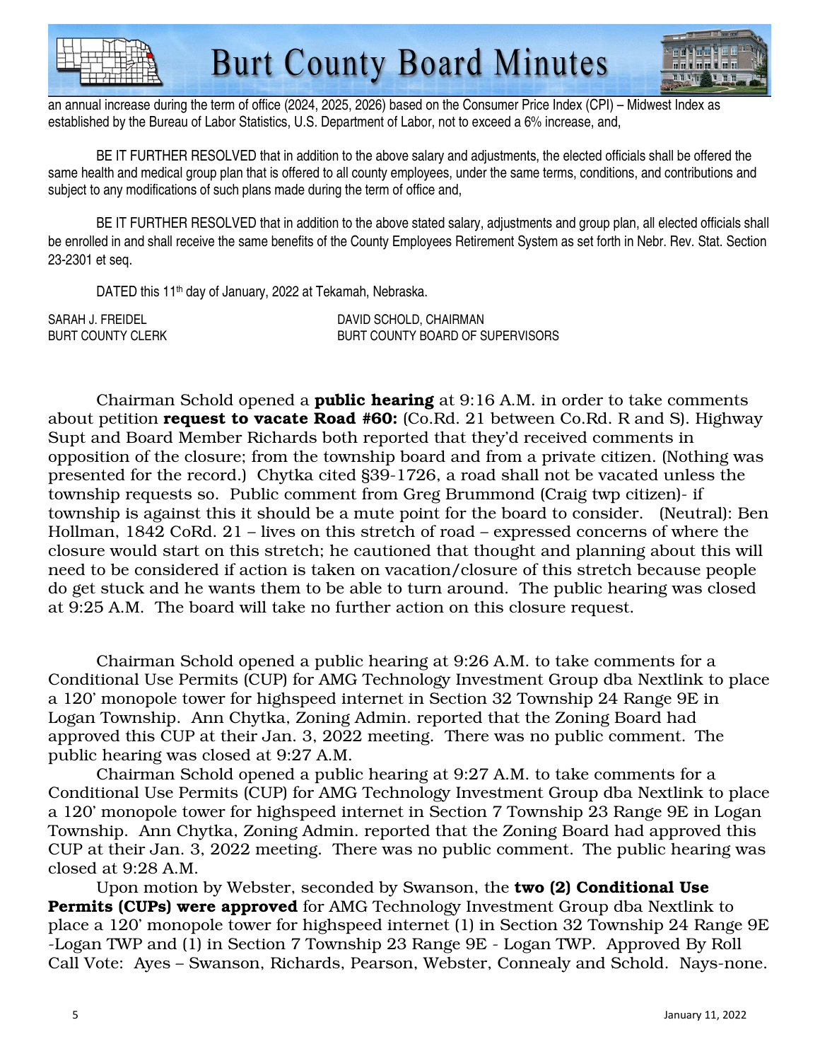an annual increase during the term of office (2024, 2025, 2026) based on the Consumer Price Index (CPI) – Midwest Index as established by the Bureau of Labor Statistics, U.S. Department of Labor, not to exceed a 6% increase, and,

BE IT FURTHER RESOLVED that in addition to the above salary and adjustments, the elected officials shall be offered the same health and medical group plan that is offered to all county employees, under the same terms, conditions, and contributions and subject to any modifications of such plans made during the term of office and,

BE IT FURTHER RESOLVED that in addition to the above stated salary, adjustments and group plan, all elected officials shall be enrolled in and shall receive the same benefits of the County Employees Retirement System as set forth in Nebr. Rev. Stat. Section 23-2301 et seq.

DATED this 11th day of January, 2022 at Tekamah, Nebraska.

SARAH J. FREIDEL
BURT COUNTY CLERK

DAVID SCHOLD, CHAIRMAN
BURT COUNTY BOARD OF SUPERVISORS

Chairman Schold opened a **public hearing** at 9:16 A.M. in order to take comments about petition **request to vacate Road #60:** (Co.Rd. 21 between Co.Rd. R and S). Highway Supt and Board Member Richards both reported that they'd received comments in opposition of the closure; from the township board and from a private citizen. (Nothing was presented for the record.) Chytka cited §39-1726, a road shall not be vacated unless the township requests so. Public comment from Greg Brummond (Craig twp citizen)- if township is against this it should be a mute point for the board to consider. (Neutral): Ben Hollman, 1842 CoRd. 21 – lives on this stretch of road – expressed concerns of where the closure would start on this stretch; he cautioned that thought and planning about this will need to be considered if action is taken on vacation/closure of this stretch because people do get stuck and he wants them to be able to turn around. The public hearing was closed at 9:25 A.M. The board will take no further action on this closure request.

Chairman Schold opened a public hearing at 9:26 A.M. to take comments for a Conditional Use Permits (CUP) for AMG Technology Investment Group dba Nextlink to place a 120' monopole tower for highspeed internet in Section 32 Township 24 Range 9E in Logan Township. Ann Chytka, Zoning Admin. reported that the Zoning Board had approved this CUP at their Jan. 3, 2022 meeting. There was no public comment. The public hearing was closed at 9:27 A.M.

Chairman Schold opened a public hearing at 9:27 A.M. to take comments for a Conditional Use Permits (CUP) for AMG Technology Investment Group dba Nextlink to place a 120' monopole tower for highspeed internet in Section 7 Township 23 Range 9E in Logan Township. Ann Chytka, Zoning Admin. reported that the Zoning Board had approved this CUP at their Jan. 3, 2022 meeting. There was no public comment. The public hearing was closed at 9:28 A.M.

Upon motion by Webster, seconded by Swanson, the **two (2) Conditional Use Permits (CUPs) were approved** for AMG Technology Investment Group dba Nextlink to place a 120' monopole tower for highspeed internet (1) in Section 32 Township 24 Range 9E -Logan TWP and (1) in Section 7 Township 23 Range 9E - Logan TWP. Approved By Roll Call Vote: Ayes – Swanson, Richards, Pearson, Webster, Connealy and Schold. Nays-none.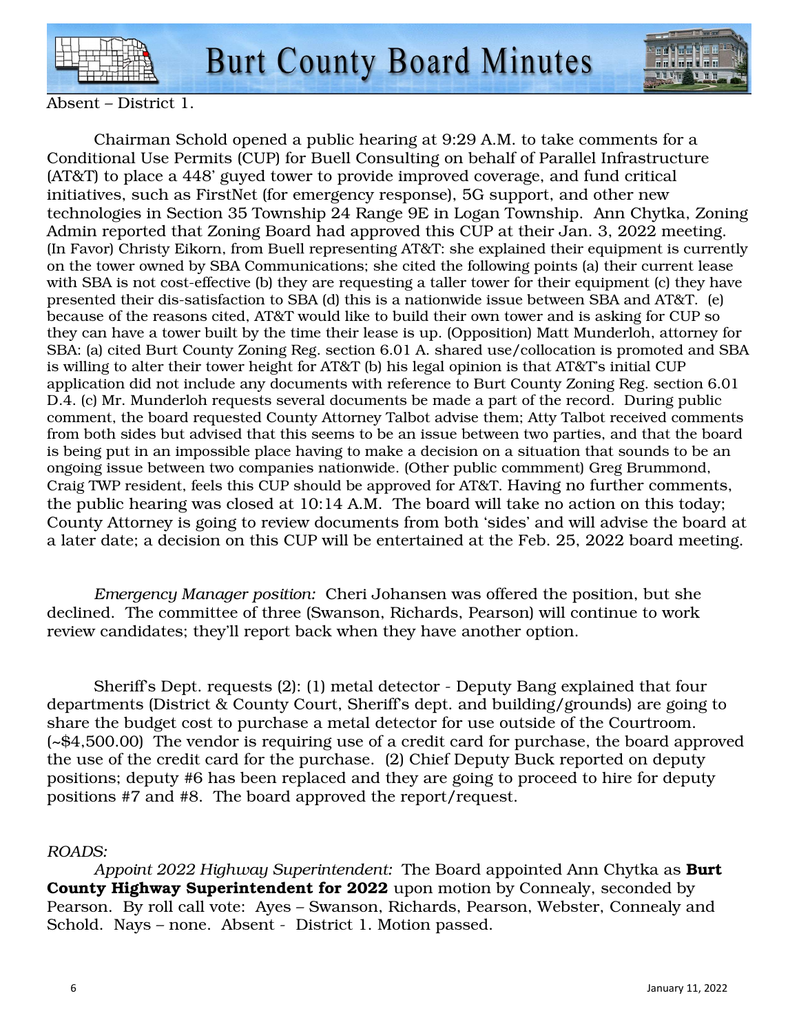Absent – District 1.

Chairman Schold opened a public hearing at 9:29 A.M. to take comments for a Conditional Use Permits (CUP) for Buell Consulting on behalf of Parallel Infrastructure (AT&T) to place a 448' guyed tower to provide improved coverage, and fund critical initiatives, such as FirstNet (for emergency response), 5G support, and other new technologies in Section 35 Township 24 Range 9E in Logan Township. Ann Chytka, Zoning Admin reported that Zoning Board had approved this CUP at their Jan. 3, 2022 meeting. (In Favor) Christy Eikorn, from Buell representing AT&T: she explained their equipment is currently on the tower owned by SBA Communications; she cited the following points (a) their current lease with SBA is not cost-effective (b) they are requesting a taller tower for their equipment (c) they have presented their dis-satisfaction to SBA (d) this is a nationwide issue between SBA and AT&T. (e) because of the reasons cited, AT&T would like to build their own tower and is asking for CUP so they can have a tower built by the time their lease is up. (Opposition) Matt Munderloh, attorney for SBA: (a) cited Burt County Zoning Reg. section 6.01 A. shared use/collocation is promoted and SBA is willing to alter their tower height for AT&T (b) his legal opinion is that AT&T's initial CUP application did not include any documents with reference to Burt County Zoning Reg. section 6.01 D.4. (c) Mr. Munderloh requests several documents be made a part of the record. During public comment, the board requested County Attorney Talbot advise them; Atty Talbot received comments from both sides but advised that this seems to be an issue between two parties, and that the board is being put in an impossible place having to make a decision on a situation that sounds to be an ongoing issue between two companies nationwide. (Other public commment) Greg Brummond, Craig TWP resident, feels this CUP should be approved for AT&T. Having no further comments, the public hearing was closed at 10:14 A.M. The board will take no action on this today; County Attorney is going to review documents from both 'sides' and will advise the board at a later date; a decision on this CUP will be entertained at the Feb. 25, 2022 board meeting.

*Emergency Manager position:* Cheri Johansen was offered the position, but she declined. The committee of three (Swanson, Richards, Pearson) will continue to work review candidates; they'll report back when they have another option.

Sheriff's Dept. requests (2): (1) metal detector - Deputy Bang explained that four departments (District & County Court, Sheriff's dept. and building/grounds) are going to share the budget cost to purchase a metal detector for use outside of the Courtroom. (~$4,500.00) The vendor is requiring use of a credit card for purchase, the board approved the use of the credit card for the purchase. (2) Chief Deputy Buck reported on deputy positions; deputy #6 has been replaced and they are going to proceed to hire for deputy positions #7 and #8. The board approved the report/request.

*ROADS:*

*Appoint 2022 Highway Superintendent:* The Board appointed Ann Chytka as **Burt County Highway Superintendent for 2022** upon motion by Connealy, seconded by Pearson. By roll call vote: Ayes – Swanson, Richards, Pearson, Webster, Connealy and Schold. Nays – none. Absent - District 1. Motion passed.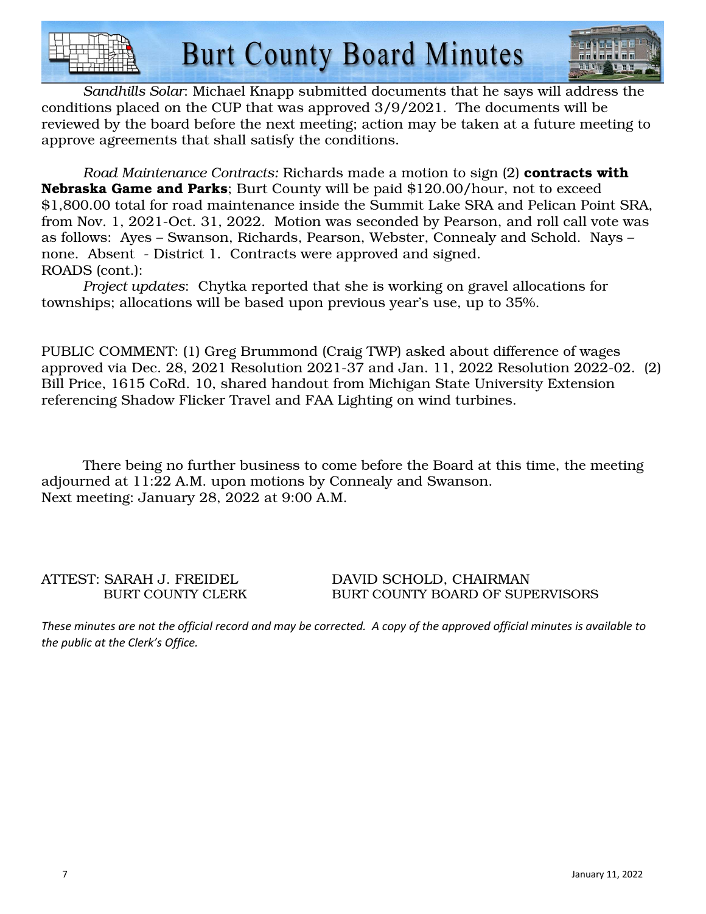*Sandhills Solar*: Michael Knapp submitted documents that he says will address the conditions placed on the CUP that was approved 3/9/2021. The documents will be reviewed by the board before the next meeting; action may be taken at a future meeting to approve agreements that shall satisfy the conditions.

*Road Maintenance Contracts:* Richards made a motion to sign (2) **contracts with Nebraska Game and Parks**; Burt County will be paid $120.00/hour, not to exceed $1,800.00 total for road maintenance inside the Summit Lake SRA and Pelican Point SRA, from Nov. 1, 2021-Oct. 31, 2022. Motion was seconded by Pearson, and roll call vote was as follows: Ayes – Swanson, Richards, Pearson, Webster, Connealy and Schold. Nays – none. Absent - District 1. Contracts were approved and signed.

ROADS (cont.):

*Project updates*: Chytka reported that she is working on gravel allocations for townships; allocations will be based upon previous year's use, up to 35%.

PUBLIC COMMENT: (1) Greg Brummond (Craig TWP) asked about difference of wages approved via Dec. 28, 2021 Resolution 2021-37 and Jan. 11, 2022 Resolution 2022-02. (2) Bill Price, 1615 CoRd. 10, shared handout from Michigan State University Extension referencing Shadow Flicker Travel and FAA Lighting on wind turbines.

There being no further business to come before the Board at this time, the meeting adjourned at 11:22 A.M. upon motions by Connealy and Swanson.
Next meeting: January 28, 2022 at 9:00 A.M.

ATTEST: SARAH J. FREIDEL
BURT COUNTY CLERK

DAVID SCHOLD, CHAIRMAN
BURT COUNTY BOARD OF SUPERVISORS

*These minutes are not the official record and may be corrected. A copy of the approved official minutes is available to the public at the Clerk's Office.*